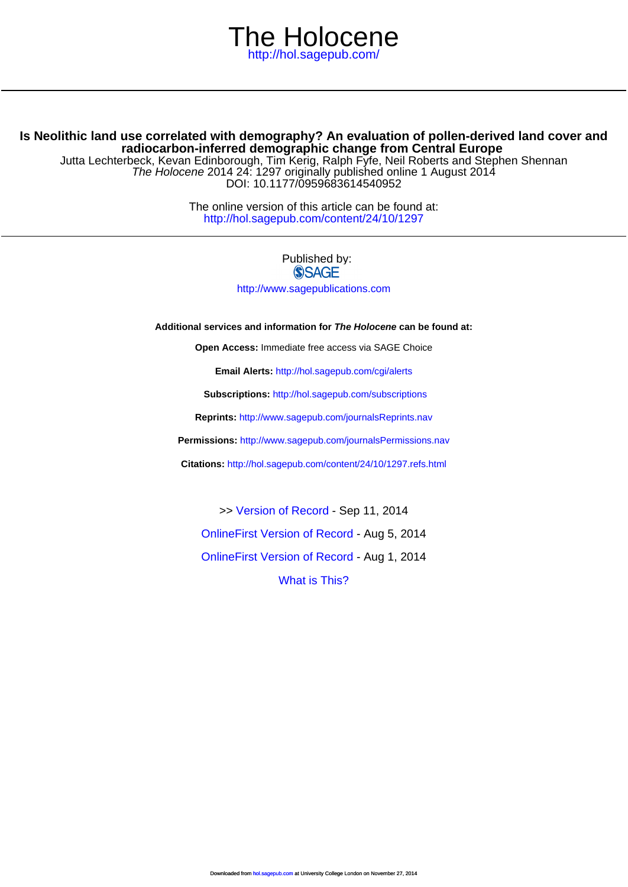# The Holocene

http://hol.sagepub.com/

## Is Neolithic land use correlated with demography? An evaluation of pollen-derived land cover and radiocarbon-inferred demographic change from Central Europe

Jutta Lechterbeck, Kevan Edinborough, Tim Kerig, Ralph Fyfe, Neil Roberts and Stephen Shennan

*The Holocene* 2014 24: 1297 originally published online 1 August 2014

DOI: 10.1177/0959683614540952

The online version of this article can be found at:
http://hol.sagepub.com/content/24/10/1297

Published by:

SAGE

http://www.sagepublications.com

**Additional services and information for *The Holocene* can be found at:**

**Open Access:** Immediate free access via SAGE Choice

**Email Alerts:** http://hol.sagepub.com/cgi/alerts

**Subscriptions:** http://hol.sagepub.com/subscriptions

**Reprints:** http://www.sagepub.com/journalsReprints.nav

**Permissions:** http://www.sagepub.com/journalsPermissions.nav

**Citations:** http://hol.sagepub.com/content/24/10/1297.refs.html

>> Version of Record - Sep 11, 2014

OnlineFirst Version of Record - Aug 5, 2014

OnlineFirst Version of Record - Aug 1, 2014

What is This?

Downloaded from hol.sagepub.com at University College London on November 27, 2014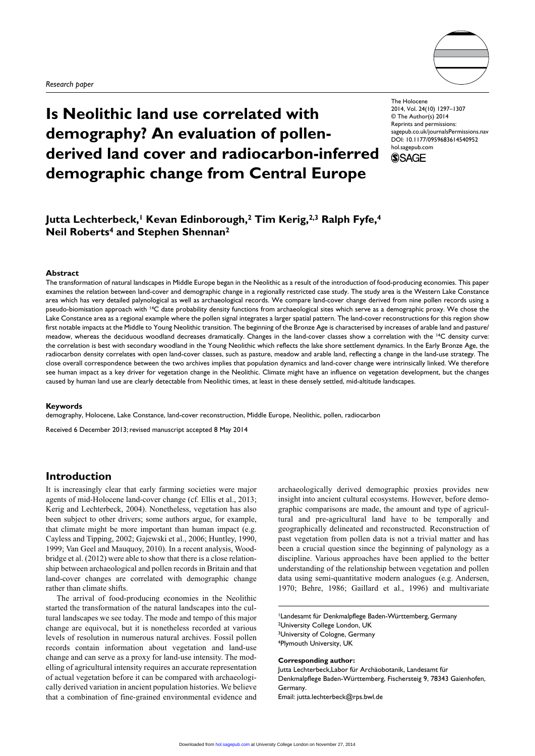# Is Neolithic land use correlated with demography? An evaluation of pollen-derived land cover and radiocarbon-inferred demographic change from Central Europe

Research paper

The Holocene
2014, Vol. 24(10) 1297–1307
© The Author(s) 2014
Reprints and permissions: sagepub.co.uk/journalsPermissions.nav
DOI: 10.1177/0959683614540952
hol.sagepub.com

**Jutta Lechterbeck,[1] Kevan Edinborough,[2] Tim Kerig,[2,3] Ralph Fyfe,[4] Neil Roberts[4] and Stephen Shennan[2]**

### Abstract

The transformation of natural landscapes in Middle Europe began in the Neolithic as a result of the introduction of food-producing economies. This paper examines the relation between land-cover and demographic change in a regionally restricted case study. The study area is the Western Lake Constance area which has very detailed palynological as well as archaeological records. We compare land-cover change derived from nine pollen records using a pseudo-biomisation approach with $^{14}$C date probability density functions from archaeological sites which serve as a demographic proxy. We chose the Lake Constance area as a regional example where the pollen signal integrates a larger spatial pattern. The land-cover reconstructions for this region show first notable impacts at the Middle to Young Neolithic transition. The beginning of the Bronze Age is characterised by increases of arable land and pasture/meadow, whereas the deciduous woodland decreases dramatically. Changes in the land-cover classes show a correlation with the $^{14}$C density curve: the correlation is best with secondary woodland in the Young Neolithic which reflects the lake shore settlement dynamics. In the Early Bronze Age, the radiocarbon density correlates with open land-cover classes, such as pasture, meadow and arable land, reflecting a change in the land-use strategy. The close overall correspondence between the two archives implies that population dynamics and land-cover change were intrinsically linked. We therefore see human impact as a key driver for vegetation change in the Neolithic. Climate might have an influence on vegetation development, but the changes caused by human land use are clearly detectable from Neolithic times, at least in these densely settled, mid-altitude landscapes.

### Keywords

demography, Holocene, Lake Constance, land-cover reconstruction, Middle Europe, Neolithic, pollen, radiocarbon

Received 6 December 2013; revised manuscript accepted 8 May 2014

## Introduction

It is increasingly clear that early farming societies were major agents of mid-Holocene land-cover change (cf. Ellis et al., 2013; Kerig and Lechterbeck, 2004). Nonetheless, vegetation has also been subject to other drivers; some authors argue, for example, that climate might be more important than human impact (e.g. Cayless and Tipping, 2002; Gajewski et al., 2006; Huntley, 1990, 1999; Van Geel and Mauquoy, 2010). In a recent analysis, Woodbridge et al. (2012) were able to show that there is a close relationship between archaeological and pollen records in Britain and that land-cover changes are correlated with demographic change rather than climate shifts.

The arrival of food-producing economies in the Neolithic started the transformation of the natural landscapes into the cultural landscapes we see today. The mode and tempo of this major change are equivocal, but it is nonetheless recorded at various levels of resolution in numerous natural archives. Fossil pollen records contain information about vegetation and land-use change and can serve as a proxy for land-use intensity. The modelling of agricultural intensity requires an accurate representation of actual vegetation before it can be compared with archaeologically derived variation in ancient population histories. We believe that a combination of fine-grained environmental evidence and archaeologically derived demographic proxies provides new insight into ancient cultural ecosystems. However, before demographic comparisons are made, the amount and type of agricultural and pre-agricultural land have to be temporally and geographically delineated and reconstructed. Reconstruction of past vegetation from pollen data is not a trivial matter and has been a crucial question since the beginning of palynology as a discipline. Various approaches have been applied to the better understanding of the relationship between vegetation and pollen data using semi-quantitative modern analogues (e.g. Andersen, 1970; Behre, 1986; Gaillard et al., 1996) and multivariate

[1]Landesamt für Denkmalpflege Baden-Württemberg, Germany
[2]University College London, UK
[3]University of Cologne, Germany
[4]Plymouth University, UK

**Corresponding author:**
Jutta Lechterbeck, Labor für Archäobotanik, Landesamt für Denkmalpflege Baden-Württemberg, Fischersteig 9, 78343 Gaienhofen, Germany.
Email: jutta.lechterbeck@rps.bwl.de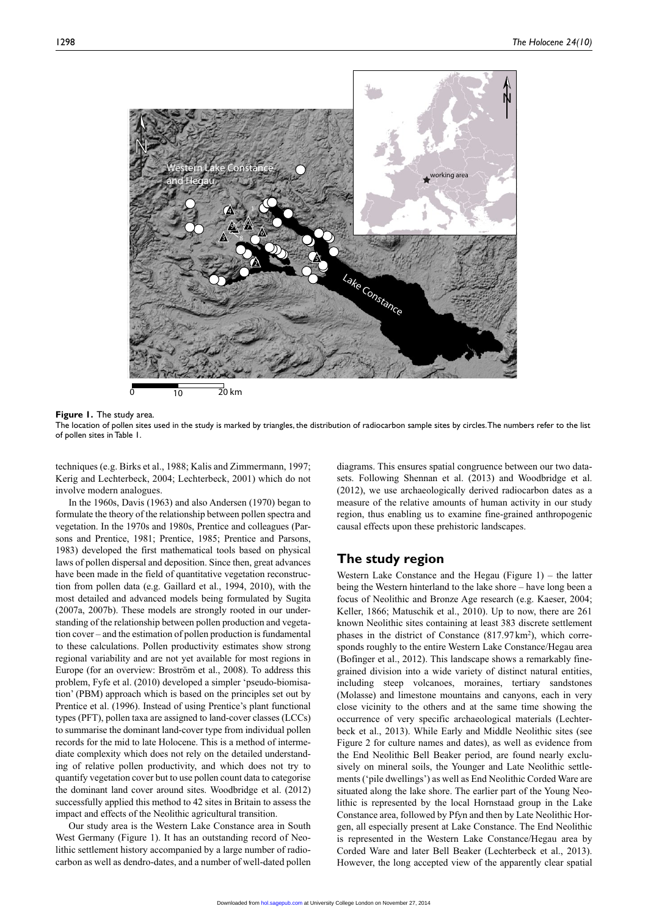**Figure 1.** The study area.
The location of pollen sites used in the study is marked by triangles, the distribution of radiocarbon sample sites by circles. The numbers refer to the list of pollen sites in Table 1.

techniques (e.g. Birks et al., 1988; Kalis and Zimmermann, 1997; Kerig and Lechterbeck, 2004; Lechterbeck, 2001) which do not involve modern analogues.

In the 1960s, Davis (1963) and also Andersen (1970) began to formulate the theory of the relationship between pollen spectra and vegetation. In the 1970s and 1980s, Prentice and colleagues (Parsons and Prentice, 1981; Prentice, 1985; Prentice and Parsons, 1983) developed the first mathematical tools based on physical laws of pollen dispersal and deposition. Since then, great advances have been made in the field of quantitative vegetation reconstruction from pollen data (e.g. Gaillard et al., 1994, 2010), with the most detailed and advanced models being formulated by Sugita (2007a, 2007b). These models are strongly rooted in our understanding of the relationship between pollen production and vegetation cover – and the estimation of pollen production is fundamental to these calculations. Pollen productivity estimates show strong regional variability and are not yet available for most regions in Europe (for an overview: Broström et al., 2008). To address this problem, Fyfe et al. (2010) developed a simpler 'pseudo-biomisation' (PBM) approach which is based on the principles set out by Prentice et al. (1996). Instead of using Prentice's plant functional types (PFT), pollen taxa are assigned to land-cover classes (LCCs) to summarise the dominant land-cover type from individual pollen records for the mid to late Holocene. This is a method of intermediate complexity which does not rely on the detailed understanding of relative pollen productivity, and which does not try to quantify vegetation cover but to use pollen count data to categorise the dominant land cover around sites. Woodbridge et al. (2012) successfully applied this method to 42 sites in Britain to assess the impact and effects of the Neolithic agricultural transition.

Our study area is the Western Lake Constance area in South West Germany (Figure 1). It has an outstanding record of Neolithic settlement history accompanied by a large number of radiocarbon as well as dendro-dates, and a number of well-dated pollen diagrams. This ensures spatial congruence between our two datasets. Following Shennan et al. (2013) and Woodbridge et al. (2012), we use archaeologically derived radiocarbon dates as a measure of the relative amounts of human activity in our study region, thus enabling us to examine fine-grained anthropogenic causal effects upon these prehistoric landscapes.

## The study region

Western Lake Constance and the Hegau (Figure 1) – the latter being the Western hinterland to the lake shore – have long been a focus of Neolithic and Bronze Age research (e.g. Kaeser, 2004; Keller, 1866; Matuschik et al., 2010). Up to now, there are 261 known Neolithic sites containing at least 383 discrete settlement phases in the district of Constance (817.97 km$^2$), which corresponds roughly to the entire Western Lake Constance/Hegau area (Bofinger et al., 2012). This landscape shows a remarkably fine-grained division into a wide variety of distinct natural entities, including steep volcanoes, moraines, tertiary sandstones (Molasse) and limestone mountains and canyons, each in very close vicinity to the others and at the same time showing the occurrence of very specific archaeological materials (Lechterbeck et al., 2013). While Early and Middle Neolithic sites (see Figure 2 for culture names and dates), as well as evidence from the End Neolithic Bell Beaker period, are found nearly exclusively on mineral soils, the Younger and Late Neolithic settlements ('pile dwellings') as well as End Neolithic Corded Ware are situated along the lake shore. The earlier part of the Young Neolithic is represented by the local Hornstaad group in the Lake Constance area, followed by Pfyn and then by Late Neolithic Horgen, all especially present at Lake Constance. The End Neolithic is represented in the Western Lake Constance/Hegau area by Corded Ware and later Bell Beaker (Lechterbeck et al., 2013). However, the long accepted view of the apparently clear spatial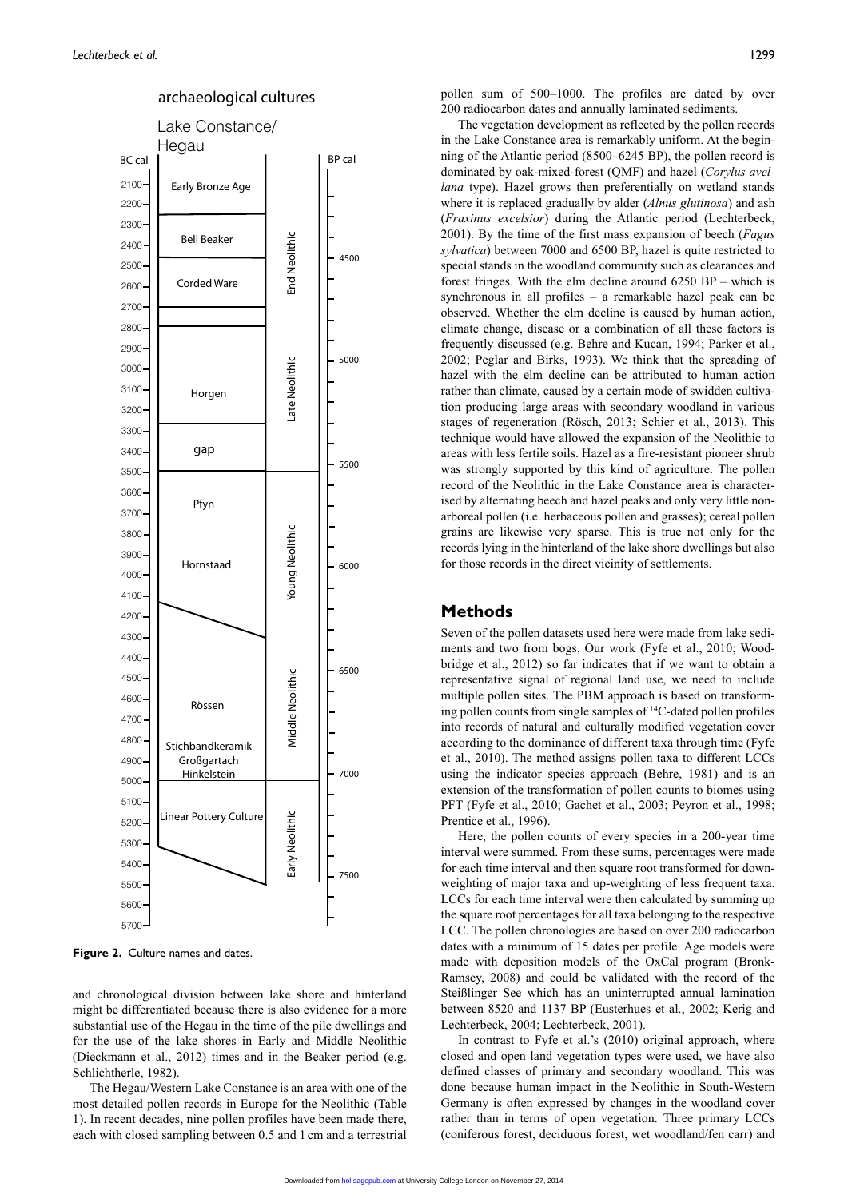**Figure 2.** Culture names and dates.

and chronological division between lake shore and hinterland might be differentiated because there is also evidence for a more substantial use of the Hegau in the time of the pile dwellings and for the use of the lake shores in Early and Middle Neolithic (Dieckmann et al., 2012) times and in the Beaker period (e.g. Schlichtherle, 1982).

The Hegau/Western Lake Constance is an area with one of the most detailed pollen records in Europe for the Neolithic (Table 1). In recent decades, nine pollen profiles have been made there, each with closed sampling between 0.5 and 1 cm and a terrestrial pollen sum of 500–1000. The profiles are dated by over 200 radiocarbon dates and annually laminated sediments.

The vegetation development as reflected by the pollen records in the Lake Constance area is remarkably uniform. At the beginning of the Atlantic period (8500–6245 BP), the pollen record is dominated by oak-mixed-forest (QMF) and hazel (*Corylus avellana* type). Hazel grows then preferentially on wetland stands where it is replaced gradually by alder (*Alnus glutinosa*) and ash (*Fraxinus excelsior*) during the Atlantic period (Lechterbeck, 2001). By the time of the first mass expansion of beech (*Fagus sylvatica*) between 7000 and 6500 BP, hazel is quite restricted to special stands in the woodland community such as clearances and forest fringes. With the elm decline around 6250 BP – which is synchronous in all profiles – a remarkable hazel peak can be observed. Whether the elm decline is caused by human action, climate change, disease or a combination of all these factors is frequently discussed (e.g. Behre and Kucan, 1994; Parker et al., 2002; Peglar and Birks, 1993). We think that the spreading of hazel with the elm decline can be attributed to human action rather than climate, caused by a certain mode of swidden cultivation producing large areas with secondary woodland in various stages of regeneration (Rösch, 2013; Schier et al., 2013). This technique would have allowed the expansion of the Neolithic to areas with less fertile soils. Hazel as a fire-resistant pioneer shrub was strongly supported by this kind of agriculture. The pollen record of the Neolithic in the Lake Constance area is characterised by alternating beech and hazel peaks and only very little non-arboreal pollen (i.e. herbaceous pollen and grasses); cereal pollen grains are likewise very sparse. This is true not only for the records lying in the hinterland of the lake shore dwellings but also for those records in the direct vicinity of settlements.

## Methods

Seven of the pollen datasets used here were made from lake sediments and two from bogs. Our work (Fyfe et al., 2010; Woodbridge et al., 2012) so far indicates that if we want to obtain a representative signal of regional land use, we need to include multiple pollen sites. The PBM approach is based on transforming pollen counts from single samples of $^{14}$C-dated pollen profiles into records of natural and culturally modified vegetation cover according to the dominance of different taxa through time (Fyfe et al., 2010). The method assigns pollen taxa to different LCCs using the indicator species approach (Behre, 1981) and is an extension of the transformation of pollen counts to biomes using PFT (Fyfe et al., 2010; Gachet et al., 2003; Peyron et al., 1998; Prentice et al., 1996).

Here, the pollen counts of every species in a 200-year time interval were summed. From these sums, percentages were made for each time interval and then square root transformed for down-weighting of major taxa and up-weighting of less frequent taxa. LCCs for each time interval were then calculated by summing up the square root percentages for all taxa belonging to the respective LCC. The pollen chronologies are based on over 200 radiocarbon dates with a minimum of 15 dates per profile. Age models were made with deposition models of the OxCal program (Bronk-Ramsey, 2008) and could be validated with the record of the Steißlinger See which has an uninterrupted annual lamination between 8520 and 1137 BP (Eusterhues et al., 2002; Kerig and Lechterbeck, 2004; Lechterbeck, 2001).

In contrast to Fyfe et al.'s (2010) original approach, where closed and open land vegetation types were used, we have also defined classes of primary and secondary woodland. This was done because human impact in the Neolithic in South-Western Germany is often expressed by changes in the woodland cover rather than in terms of open vegetation. Three primary LCCs (coniferous forest, deciduous forest, wet woodland/fen carr) and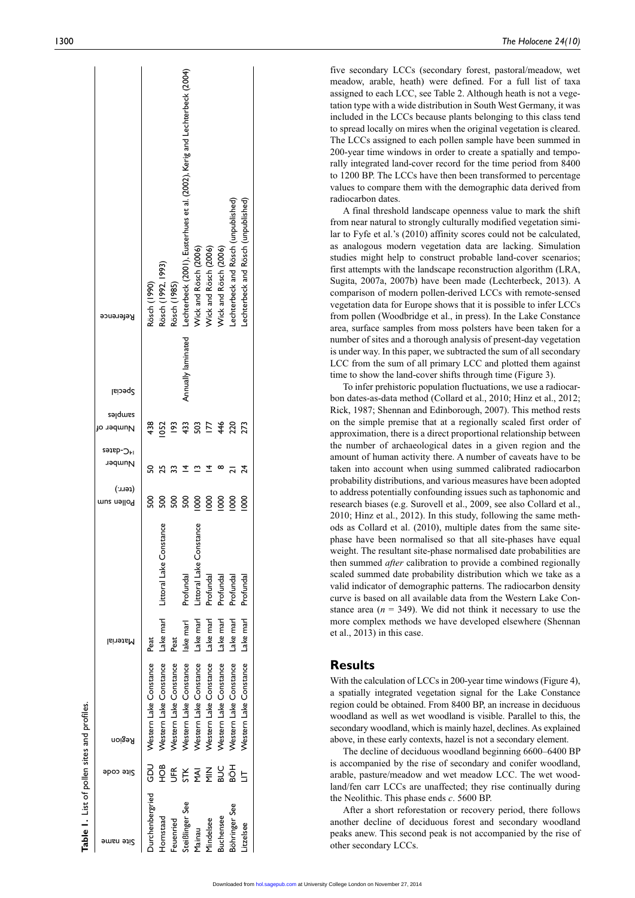**Table 1.** List of pollen sites and profiles.

| Site name | Site code | Region | Material | | Pollen sum (terr.) | Number $^{14}C$-dates | Number of samples | Special | Reference |
|---|---|---|---|---|---|---|---|---|---|
| Durchenbergried | GDU | Western Lake Constance | Peat | | 500 | 50 | 438 | | Rösch (1990) |
| Hornstaad | HOB | Western Lake Constance | Lake marl | Littoral Lake Constance | 500 | 25 | 1052 | | Rösch (1992, 1993) |
| Feuenried | UFR | Western Lake Constance | Peat | | 500 | 33 | 193 | | Rösch (1985) |
| Steißlinger See | STK | Western Lake Constance | lake marl | Profundal | 500 | 14 | 433 | Annually laminated | Lechterbeck (2001), Eusterhues et al. (2002), Kerig and Lechterbeck (2004) |
| Mainau | MAI | Western Lake Constance | Lake marl | Littoral Lake Constance | 1000 | 13 | 503 | | Wick and Rösch (2006) |
| Mindelsee | MIN | Western Lake Constance | Lake marl | Profundal | 1000 | 14 | 177 | | Wick and Rösch (2006) |
| Buchensee | BUC | Western Lake Constance | Lake marl | Profundal | 1000 | 8 | 446 | | Wick and Rösch (2006) |
| Böhringer See | BÖH | Western Lake Constance | Lake marl | Profundal | 1000 | 21 | 220 | | Lechterbeck and Rösch (unpublished) |
| Litzelsee | LIT | Western Lake Constance | Lake marl | Profundal | 1000 | 24 | 273 | | Lechterbeck and Rösch (unpublished) |

five secondary LCCs (secondary forest, pastoral/meadow, wet meadow, arable, heath) were defined. For a full list of taxa assigned to each LCC, see Table 2. Although heath is not a vegetation type with a wide distribution in South West Germany, it was included in the LCCs because plants belonging to this class tend to spread locally on mires when the original vegetation is cleared. The LCCs assigned to each pollen sample have been summed in 200-year time windows in order to create a spatially and temporally integrated land-cover record for the time period from 8400 to 1200 BP. The LCCs have then been transformed to percentage values to compare them with the demographic data derived from radiocarbon dates.

A final threshold landscape openness value to mark the shift from near natural to strongly culturally modified vegetation similar to Fyfe et al.'s (2010) affinity scores could not be calculated, as analogous modern vegetation data are lacking. Simulation studies might help to construct probable land-cover scenarios; first attempts with the landscape reconstruction algorithm (LRA, Sugita, 2007a, 2007b) have been made (Lechterbeck, 2013). A comparison of modern pollen-derived LCCs with remote-sensed vegetation data for Europe shows that it is possible to infer LCCs from pollen (Woodbridge et al., in press). In the Lake Constance area, surface samples from moss polsters have been taken for a number of sites and a thorough analysis of present-day vegetation is under way. In this paper, we subtracted the sum of all secondary LCC from the sum of all primary LCC and plotted them against time to show the land-cover shifts through time (Figure 3).

To infer prehistoric population fluctuations, we use a radiocarbon dates-as-data method (Collard et al., 2010; Hinz et al., 2012; Rick, 1987; Shennan and Edinborough, 2007). This method rests on the simple premise that at a regionally scaled first order of approximation, there is a direct proportional relationship between the number of archaeological dates in a given region and the amount of human activity there. A number of caveats have to be taken into account when using summed calibrated radiocarbon probability distributions, and various measures have been adopted to address potentially confounding issues such as taphonomic and research biases (e.g. Surovell et al., 2009, see also Collard et al., 2010; Hinz et al., 2012). In this study, following the same methods as Collard et al. (2010), multiple dates from the same site-phase have been normalised so that all site-phases have equal weight. The resultant site-phase normalised date probabilities are then summed *after* calibration to provide a combined regionally scaled summed date probability distribution which we take as a valid indicator of demographic patterns. The radiocarbon density curve is based on all available data from the Western Lake Constance area ($n$ = 349). We did not think it necessary to use the more complex methods we have developed elsewhere (Shennan et al., 2013) in this case.

## Results

With the calculation of LCCs in 200-year time windows (Figure 4), a spatially integrated vegetation signal for the Lake Constance region could be obtained. From 8400 BP, an increase in deciduous woodland as well as wet woodland is visible. Parallel to this, the secondary woodland, which is mainly hazel, declines. As explained above, in these early contexts, hazel is not a secondary element.

The decline of deciduous woodland beginning 6600–6400 BP is accompanied by the rise of secondary and conifer woodland, arable, pasture/meadow and wet meadow LCC. The wet woodland/fen carr LCCs are unaffected; they rise continually during the Neolithic. This phase ends *c*. 5600 BP.

After a short reforestation or recovery period, there follows another decline of deciduous forest and secondary woodland peaks anew. This second peak is not accompanied by the rise of other secondary LCCs.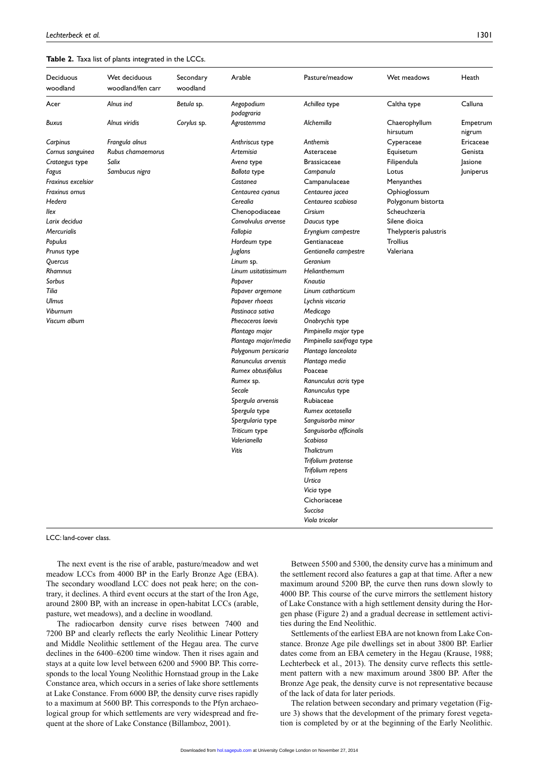**Table 2.** Taxa list of plants integrated in the LCCs.

| Deciduous woodland | Wet deciduous woodland/fen carr | Secondary woodland | Arable | Pasture/meadow | Wet meadows | Heath |
|---|---|---|---|---|---|---|
| *Acer* | *Alnus ind* | *Betula* sp. | *Aegopodium podagraria* | *Achillea* type | Caltha type | Calluna |
| *Buxus* | *Alnus viridis* | *Corylus* sp. | *Agrostemma* | *Alchemilla* | Chaerophyllum hirsutum | Empetrum nigrum |
| *Carpinus* | *Frangula alnus* | | *Anthriscus* type | *Anthemis* | Cyperaceae | Ericaceae |
| *Cornus sanguinea* | *Rubus chamaemorus* | | *Artemisia* | Asteraceae | Equisetum | Genista |
| *Crataegus* type | *Salix* | | *Avena* type | Brassicaceae | Filipendula | Jasione |
| *Fagus* | *Sambucus nigra* | | *Ballota* type | *Campanula* | Lotus | Juniperus |
| *Fraxinus excelsior* | | | *Castanea* | Campanulaceae | Menyanthes | |
| *Fraxinus ornus* | | | *Centaurea cyanus* | *Centaurea jacea* | Ophioglossum | |
| *Hedera* | | | *Cerealia* | *Centaurea scabiosa* | Polygonum bistorta | |
| *Ilex* | | | Chenopodiaceae | *Cirsium* | Scheuchzeria | |
| *Larix decidua* | | | *Convolvulus arvense* | *Daucus* type | Silene dioica | |
| *Mercurialis* | | | *Fallopia* | *Eryngium campestre* | Thelypteris palustris | |
| *Populus* | | | *Hordeum* type | Gentianaceae | Trollius | |
| *Prunus* type | | | *Juglans* | *Gentianella campestre* | Valeriana | |
| *Quercus* | | | *Linum* sp. | *Geranium* | | |
| *Rhamnus* | | | *Linum usitatissimum* | *Helianthemum* | | |
| *Sorbus* | | | *Papaver* | *Knautia* | | |
| *Tilia* | | | *Papaver argemone* | *Linum catharticum* | | |
| *Ulmus* | | | *Papaver rhoeas* | *Lychnis viscaria* | | |
| *Viburnum* | | | *Pastinaca sativa* | *Medicago* | | |
| *Viscum album* | | | *Phecoceros laevis* | *Onobrychis* type | | |
| | | | *Plantago major* | *Pimpinella major* type | | |
| | | | *Plantago major/media* | *Pimpinella saxifraga* type | | |
| | | | *Polygonum persicaria* | *Plantago lanceolata* | | |
| | | | *Ranunculus arvensis* | *Plantago media* | | |
| | | | *Rumex obtusifolius* | Poaceae | | |
| | | | *Rumex* sp. | *Ranunculus acris* type | | |
| | | | *Secale* | *Ranunculus* type | | |
| | | | *Spergula arvensis* | Rubiaceae | | |
| | | | *Spergula* type | *Rumex acetosella* | | |
| | | | *Spergularia* type | *Sanguisorba minor* | | |
| | | | *Triticum* type | *Sanguisorba officinalis* | | |
| | | | *Valerianella* | *Scabiosa* | | |
| | | | *Vitis* | *Thalictrum* | | |
| | | | | *Trifolium pratense* | | |
| | | | | *Trifolium repens* | | |
| | | | | *Urtica* | | |
| | | | | *Vicia* type | | |
| | | | | Cichoriaceae | | |
| | | | | *Succisa* | | |
| | | | | *Viola tricolor* | | |

LCC: land-cover class.

The next event is the rise of arable, pasture/meadow and wet meadow LCCs from 4000 BP in the Early Bronze Age (EBA). The secondary woodland LCC does not peak here; on the contrary, it declines. A third event occurs at the start of the Iron Age, around 2800 BP, with an increase in open-habitat LCCs (arable, pasture, wet meadows), and a decline in woodland.

The radiocarbon density curve rises between 7400 and 7200 BP and clearly reflects the early Neolithic Linear Pottery and Middle Neolithic settlement of the Hegau area. The curve declines in the 6400–6200 time window. Then it rises again and stays at a quite low level between 6200 and 5900 BP. This corresponds to the local Young Neolithic Hornstaad group in the Lake Constance area, which occurs in a series of lake shore settlements at Lake Constance. From 6000 BP, the density curve rises rapidly to a maximum at 5600 BP. This corresponds to the Pfyn archaeological group for which settlements are very widespread and frequent at the shore of Lake Constance (Billamboz, 2001).

Between 5500 and 5300, the density curve has a minimum and the settlement record also features a gap at that time. After a new maximum around 5200 BP, the curve then runs down slowly to 4000 BP. This course of the curve mirrors the settlement history of Lake Constance with a high settlement density during the Horgen phase (Figure 2) and a gradual decrease in settlement activities during the End Neolithic.

Settlements of the earliest EBA are not known from Lake Constance. Bronze Age pile dwellings set in about 3800 BP. Earlier dates come from an EBA cemetery in the Hegau (Krause, 1988; Lechterbeck et al., 2013). The density curve reflects this settlement pattern with a new maximum around 3800 BP. After the Bronze Age peak, the density curve is not representative because of the lack of data for later periods.

The relation between secondary and primary vegetation (Figure 3) shows that the development of the primary forest vegetation is completed by or at the beginning of the Early Neolithic.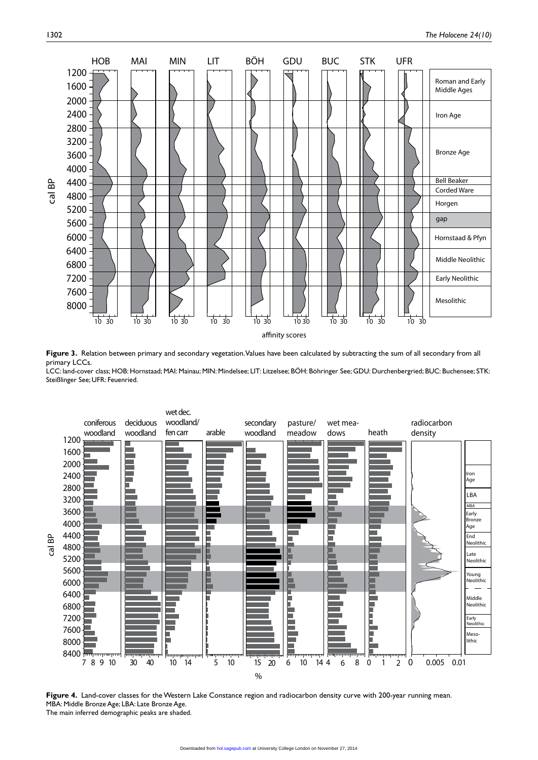**Figure 3.** Relation between primary and secondary vegetation. Values have been calculated by subtracting the sum of all secondary from all primary LCCs.
LCC: land-cover class; HOB: Hornstaad; MAI: Mainau; MIN: Mindelsee; LIT: Litzelsee; BÖH: Böhringer See; GDU: Durchenbergried; BUC: Buchensee; STK: Steißlinger See; UFR: Feuenried.

**Figure 4.** Land-cover classes for the Western Lake Constance region and radiocarbon density curve with 200-year running mean.
MBA: Middle Bronze Age; LBA: Late Bronze Age.
The main inferred demographic peaks are shaded.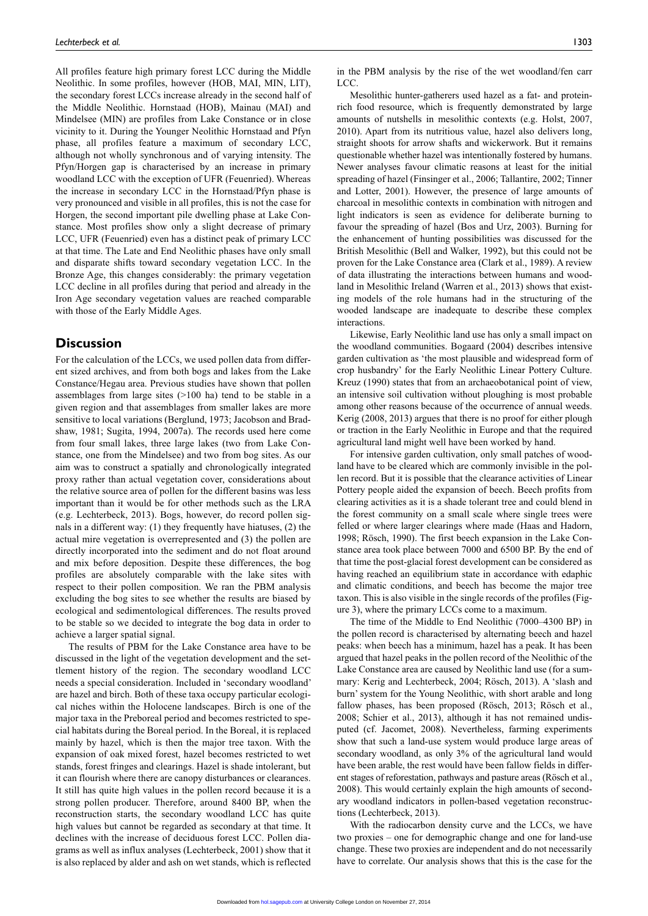All profiles feature high primary forest LCC during the Middle Neolithic. In some profiles, however (HOB, MAI, MIN, LIT), the secondary forest LCCs increase already in the second half of the Middle Neolithic. Hornstaad (HOB), Mainau (MAI) and Mindelsee (MIN) are profiles from Lake Constance or in close vicinity to it. During the Younger Neolithic Hornstaad and Pfyn phase, all profiles feature a maximum of secondary LCC, although not wholly synchronous and of varying intensity. The Pfyn/Horgen gap is characterised by an increase in primary woodland LCC with the exception of UFR (Feuenried). Whereas the increase in secondary LCC in the Hornstaad/Pfyn phase is very pronounced and visible in all profiles, this is not the case for Horgen, the second important pile dwelling phase at Lake Constance. Most profiles show only a slight decrease of primary LCC, UFR (Feuenried) even has a distinct peak of primary LCC at that time. The Late and End Neolithic phases have only small and disparate shifts toward secondary vegetation LCC. In the Bronze Age, this changes considerably: the primary vegetation LCC decline in all profiles during that period and already in the Iron Age secondary vegetation values are reached comparable with those of the Early Middle Ages.

## Discussion

For the calculation of the LCCs, we used pollen data from different sized archives, and from both bogs and lakes from the Lake Constance/Hegau area. Previous studies have shown that pollen assemblages from large sites (>100 ha) tend to be stable in a given region and that assemblages from smaller lakes are more sensitive to local variations (Berglund, 1973; Jacobson and Bradshaw, 1981; Sugita, 1994, 2007a). The records used here come from four small lakes, three large lakes (two from Lake Constance, one from the Mindelsee) and two from bog sites. As our aim was to construct a spatially and chronologically integrated proxy rather than actual vegetation cover, considerations about the relative source area of pollen for the different basins was less important than it would be for other methods such as the LRA (e.g. Lechterbeck, 2013). Bogs, however, do record pollen signals in a different way: (1) they frequently have hiatuses, (2) the actual mire vegetation is overrepresented and (3) the pollen are directly incorporated into the sediment and do not float around and mix before deposition. Despite these differences, the bog profiles are absolutely comparable with the lake sites with respect to their pollen composition. We ran the PBM analysis excluding the bog sites to see whether the results are biased by ecological and sedimentological differences. The results proved to be stable so we decided to integrate the bog data in order to achieve a larger spatial signal.

The results of PBM for the Lake Constance area have to be discussed in the light of the vegetation development and the settlement history of the region. The secondary woodland LCC needs a special consideration. Included in 'secondary woodland' are hazel and birch. Both of these taxa occupy particular ecological niches within the Holocene landscapes. Birch is one of the major taxa in the Preboreal period and becomes restricted to special habitats during the Boreal period. In the Boreal, it is replaced mainly by hazel, which is then the major tree taxon. With the expansion of oak mixed forest, hazel becomes restricted to wet stands, forest fringes and clearings. Hazel is shade intolerant, but it can flourish where there are canopy disturbances or clearances. It still has quite high values in the pollen record because it is a strong pollen producer. Therefore, around 8400 BP, when the reconstruction starts, the secondary woodland LCC has quite high values but cannot be regarded as secondary at that time. It declines with the increase of deciduous forest LCC. Pollen diagrams as well as influx analyses (Lechterbeck, 2001) show that it is also replaced by alder and ash on wet stands, which is reflected in the PBM analysis by the rise of the wet woodland/fen carr LCC.

Mesolithic hunter-gatherers used hazel as a fat- and protein-rich food resource, which is frequently demonstrated by large amounts of nutshells in mesolithic contexts (e.g. Holst, 2007, 2010). Apart from its nutritious value, hazel also delivers long, straight shoots for arrow shafts and wickerwork. But it remains questionable whether hazel was intentionally fostered by humans. Newer analyses favour climatic reasons at least for the initial spreading of hazel (Finsinger et al., 2006; Tallantire, 2002; Tinner and Lotter, 2001). However, the presence of large amounts of charcoal in mesolithic contexts in combination with nitrogen and light indicators is seen as evidence for deliberate burning to favour the spreading of hazel (Bos and Urz, 2003). Burning for the enhancement of hunting possibilities was discussed for the British Mesolithic (Bell and Walker, 1992), but this could not be proven for the Lake Constance area (Clark et al., 1989). A review of data illustrating the interactions between humans and woodland in Mesolithic Ireland (Warren et al., 2013) shows that existing models of the role humans had in the structuring of the wooded landscape are inadequate to describe these complex interactions.

Likewise, Early Neolithic land use has only a small impact on the woodland communities. Bogaard (2004) describes intensive garden cultivation as 'the most plausible and widespread form of crop husbandry' for the Early Neolithic Linear Pottery Culture. Kreuz (1990) states that from an archaeobotanical point of view, an intensive soil cultivation without ploughing is most probable among other reasons because of the occurrence of annual weeds. Kerig (2008, 2013) argues that there is no proof for either plough or traction in the Early Neolithic in Europe and that the required agricultural land might well have been worked by hand.

For intensive garden cultivation, only small patches of woodland have to be cleared which are commonly invisible in the pollen record. But it is possible that the clearance activities of Linear Pottery people aided the expansion of beech. Beech profits from clearing activities as it is a shade tolerant tree and could blend in the forest community on a small scale where single trees were felled or where larger clearings where made (Haas and Hadorn, 1998; Rösch, 1990). The first beech expansion in the Lake Constance area took place between 7000 and 6500 BP. By the end of that time the post-glacial forest development can be considered as having reached an equilibrium state in accordance with edaphic and climatic conditions, and beech has become the major tree taxon. This is also visible in the single records of the profiles (Figure 3), where the primary LCCs come to a maximum.

The time of the Middle to End Neolithic (7000–4300 BP) in the pollen record is characterised by alternating beech and hazel peaks: when beech has a minimum, hazel has a peak. It has been argued that hazel peaks in the pollen record of the Neolithic of the Lake Constance area are caused by Neolithic land use (for a summary: Kerig and Lechterbeck, 2004; Rösch, 2013). A 'slash and burn' system for the Young Neolithic, with short arable and long fallow phases, has been proposed (Rösch, 2013; Rösch et al., 2008; Schier et al., 2013), although it has not remained undisputed (cf. Jacomet, 2008). Nevertheless, farming experiments show that such a land-use system would produce large areas of secondary woodland, as only 3% of the agricultural land would have been arable, the rest would have been fallow fields in different stages of reforestation, pathways and pasture areas (Rösch et al., 2008). This would certainly explain the high amounts of secondary woodland indicators in pollen-based vegetation reconstructions (Lechterbeck, 2013).

With the radiocarbon density curve and the LCCs, we have two proxies – one for demographic change and one for land-use change. These two proxies are independent and do not necessarily have to correlate. Our analysis shows that this is the case for the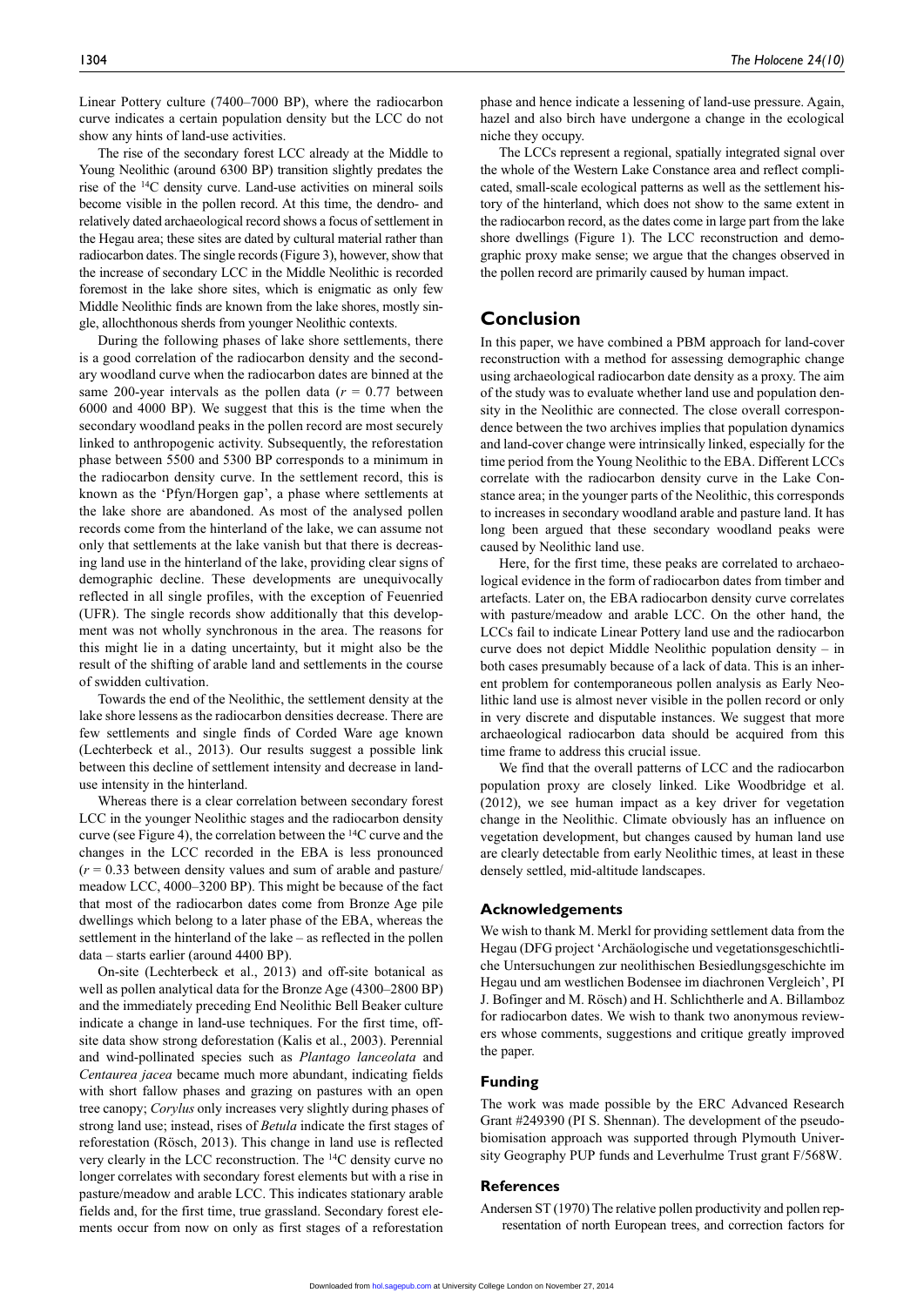Linear Pottery culture (7400–7000 BP), where the radiocarbon curve indicates a certain population density but the LCC do not show any hints of land-use activities.

The rise of the secondary forest LCC already at the Middle to Young Neolithic (around 6300 BP) transition slightly predates the rise of the $^{14}C$ density curve. Land-use activities on mineral soils become visible in the pollen record. At this time, the dendro- and relatively dated archaeological record shows a focus of settlement in the Hegau area; these sites are dated by cultural material rather than radiocarbon dates. The single records (Figure 3), however, show that the increase of secondary LCC in the Middle Neolithic is recorded foremost in the lake shore sites, which is enigmatic as only few Middle Neolithic finds are known from the lake shores, mostly single, allochthonous sherds from younger Neolithic contexts.

During the following phases of lake shore settlements, there is a good correlation of the radiocarbon density and the secondary woodland curve when the radiocarbon dates are binned at the same 200-year intervals as the pollen data ($r$ = 0.77 between 6000 and 4000 BP). We suggest that this is the time when the secondary woodland peaks in the pollen record are most securely linked to anthropogenic activity. Subsequently, the reforestation phase between 5500 and 5300 BP corresponds to a minimum in the radiocarbon density curve. In the settlement record, this is known as the 'Pfyn/Horgen gap', a phase where settlements at the lake shore are abandoned. As most of the analysed pollen records come from the hinterland of the lake, we can assume not only that settlements at the lake vanish but that there is decreasing land use in the hinterland of the lake, providing clear signs of demographic decline. These developments are unequivocally reflected in all single profiles, with the exception of Feuenried (UFR). The single records show additionally that this development was not wholly synchronous in the area. The reasons for this might lie in a dating uncertainty, but it might also be the result of the shifting of arable land and settlements in the course of swidden cultivation.

Towards the end of the Neolithic, the settlement density at the lake shore lessens as the radiocarbon densities decrease. There are few settlements and single finds of Corded Ware age known (Lechterbeck et al., 2013). Our results suggest a possible link between this decline of settlement intensity and decrease in land-use intensity in the hinterland.

Whereas there is a clear correlation between secondary forest LCC in the younger Neolithic stages and the radiocarbon density curve (see Figure 4), the correlation between the $^{14}C$ curve and the changes in the LCC recorded in the EBA is less pronounced ($r$ = 0.33 between density values and sum of arable and pasture/meadow LCC, 4000–3200 BP). This might be because of the fact that most of the radiocarbon dates come from Bronze Age pile dwellings which belong to a later phase of the EBA, whereas the settlement in the hinterland of the lake – as reflected in the pollen data – starts earlier (around 4400 BP).

On-site (Lechterbeck et al., 2013) and off-site botanical as well as pollen analytical data for the Bronze Age (4300–2800 BP) and the immediately preceding End Neolithic Bell Beaker culture indicate a change in land-use techniques. For the first time, off-site data show strong deforestation (Kalis et al., 2003). Perennial and wind-pollinated species such as *Plantago lanceolata* and *Centaurea jacea* became much more abundant, indicating fields with short fallow phases and grazing on pastures with an open tree canopy; *Corylus* only increases very slightly during phases of strong land use; instead, rises of *Betula* indicate the first stages of reforestation (Rösch, 2013). This change in land use is reflected very clearly in the LCC reconstruction. The $^{14}C$ density curve no longer correlates with secondary forest elements but with a rise in pasture/meadow and arable LCC. This indicates stationary arable fields and, for the first time, true grassland. Secondary forest elements occur from now on only as first stages of a reforestation phase and hence indicate a lessening of land-use pressure. Again, hazel and also birch have undergone a change in the ecological niche they occupy.

The LCCs represent a regional, spatially integrated signal over the whole of the Western Lake Constance area and reflect complicated, small-scale ecological patterns as well as the settlement history of the hinterland, which does not show to the same extent in the radiocarbon record, as the dates come in large part from the lake shore dwellings (Figure 1). The LCC reconstruction and demographic proxy make sense; we argue that the changes observed in the pollen record are primarily caused by human impact.

## Conclusion

In this paper, we have combined a PBM approach for land-cover reconstruction with a method for assessing demographic change using archaeological radiocarbon date density as a proxy. The aim of the study was to evaluate whether land use and population density in the Neolithic are connected. The close overall correspondence between the two archives implies that population dynamics and land-cover change were intrinsically linked, especially for the time period from the Young Neolithic to the EBA. Different LCCs correlate with the radiocarbon density curve in the Lake Constance area; in the younger parts of the Neolithic, this corresponds to increases in secondary woodland arable and pasture land. It has long been argued that these secondary woodland peaks were caused by Neolithic land use.

Here, for the first time, these peaks are correlated to archaeological evidence in the form of radiocarbon dates from timber and artefacts. Later on, the EBA radiocarbon density curve correlates with pasture/meadow and arable LCC. On the other hand, the LCCs fail to indicate Linear Pottery land use and the radiocarbon curve does not depict Middle Neolithic population density – in both cases presumably because of a lack of data. This is an inherent problem for contemporaneous pollen analysis as Early Neolithic land use is almost never visible in the pollen record or only in very discrete and disputable instances. We suggest that more archaeological radiocarbon data should be acquired from this time frame to address this crucial issue.

We find that the overall patterns of LCC and the radiocarbon population proxy are closely linked. Like Woodbridge et al. (2012), we see human impact as a key driver for vegetation change in the Neolithic. Climate obviously has an influence on vegetation development, but changes caused by human land use are clearly detectable from early Neolithic times, at least in these densely settled, mid-altitude landscapes.

### Acknowledgements

We wish to thank M. Merkl for providing settlement data from the Hegau (DFG project 'Archäologische und vegetationsgeschichtliche Untersuchungen zur neolithischen Besiedlungsgeschichte im Hegau und am westlichen Bodensee im diachronen Vergleich', PI J. Bofinger and M. Rösch) and H. Schlichtherle and A. Billamboz for radiocarbon dates. We wish to thank two anonymous reviewers whose comments, suggestions and critique greatly improved the paper.

### Funding

The work was made possible by the ERC Advanced Research Grant #249390 (PI S. Shennan). The development of the pseudobiomisation approach was supported through Plymouth University Geography PUP funds and Leverhulme Trust grant F/568W.

### References

Andersen ST (1970) The relative pollen productivity and pollen representation of north European trees, and correction factors for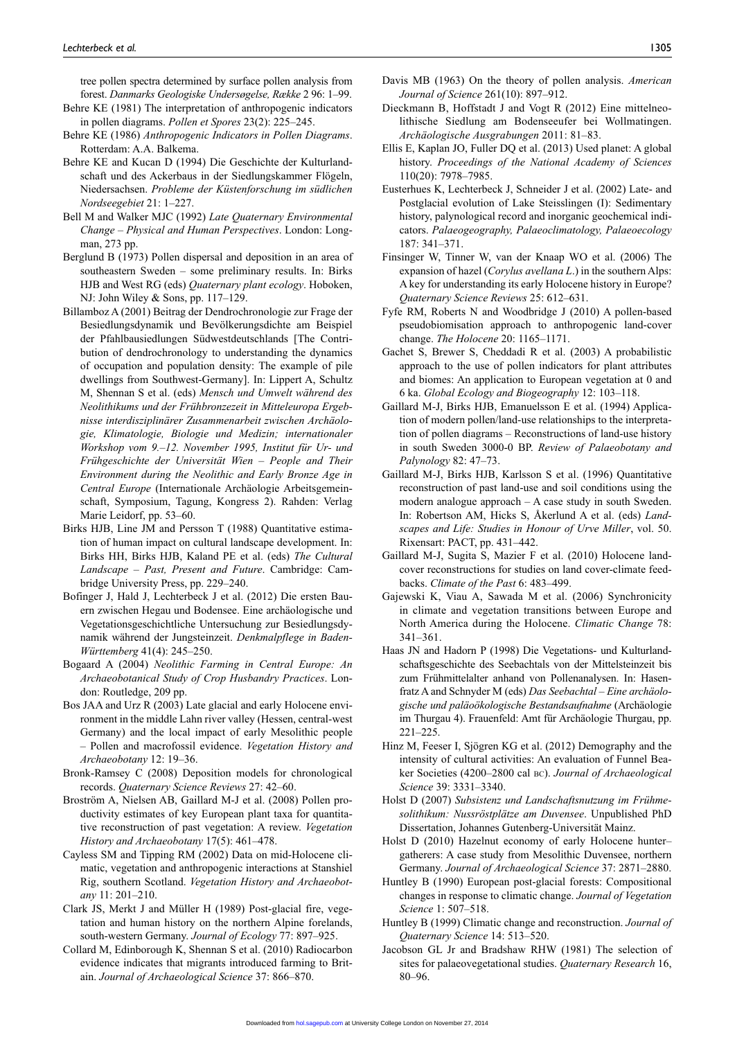tree pollen spectra determined by surface pollen analysis from forest. *Danmarks Geologiske Undersøgelse, Række* 2 96: 1–99.

Behre KE (1981) The interpretation of anthropogenic indicators in pollen diagrams. *Pollen et Spores* 23(2): 225–245.

Behre KE (1986) *Anthropogenic Indicators in Pollen Diagrams*. Rotterdam: A.A. Balkema.

Behre KE and Kucan D (1994) Die Geschichte der Kulturlandschaft und des Ackerbaus in der Siedlungskammer Flögeln, Niedersachsen. *Probleme der Küstenforschung im südlichen Nordseegebiet* 21: 1–227.

Bell M and Walker MJC (1992) *Late Quaternary Environmental Change – Physical and Human Perspectives*. London: Longman, 273 pp.

Berglund B (1973) Pollen dispersal and deposition in an area of southeastern Sweden – some preliminary results. In: Birks HJB and West RG (eds) *Quaternary plant ecology*. Hoboken, NJ: John Wiley & Sons, pp. 117–129.

Billamboz A (2001) Beitrag der Dendrochronologie zur Frage der Besiedlungsdynamik und Bevölkerungsdichte am Beispiel der Pfahlbausiedlungen Südwestdeutschlands [The Contribution of dendrochronology to understanding the dynamics of occupation and population density: The example of pile dwellings from Southwest-Germany]. In: Lippert A, Schultz M, Shennan S et al. (eds) *Mensch und Umwelt während des Neolithikums und der Frühbronzezeit in Mitteleuropa Ergebnisse interdisziplinärer Zusammenarbeit zwischen Archäologie, Klimatologie, Biologie und Medizin; internationaler Workshop vom 9.–12. November 1995, Institut für Ur- und Frühgeschichte der Universität Wien – People and Their Environment during the Neolithic and Early Bronze Age in Central Europe* (Internationale Archäologie Arbeitsgemeinschaft, Symposium, Tagung, Kongress 2). Rahden: Verlag Marie Leidorf, pp. 53–60.

Birks HJB, Line JM and Persson T (1988) Quantitative estimation of human impact on cultural landscape development. In: Birks HH, Birks HJB, Kaland PE et al. (eds) *The Cultural Landscape – Past, Present and Future*. Cambridge: Cambridge University Press, pp. 229–240.

Bofinger J, Hald J, Lechterbeck J et al. (2012) Die ersten Bauern zwischen Hegau und Bodensee. Eine archäologische und Vegetationsgeschichtliche Untersuchung zur Besiedlungsdynamik während der Jungsteinzeit. *Denkmalpflege in Baden-Württemberg* 41(4): 245–250.

Bogaard A (2004) *Neolithic Farming in Central Europe: An Archaeobotanical Study of Crop Husbandry Practices*. London: Routledge, 209 pp.

Bos JAA and Urz R (2003) Late glacial and early Holocene environment in the middle Lahn river valley (Hessen, central-west Germany) and the local impact of early Mesolithic people – Pollen and macrofossil evidence. *Vegetation History and Archaeobotany* 12: 19–36.

Bronk-Ramsey C (2008) Deposition models for chronological records. *Quaternary Science Reviews* 27: 42–60.

Broström A, Nielsen AB, Gaillard M-J et al. (2008) Pollen productivity estimates of key European plant taxa for quantitative reconstruction of past vegetation: A review. *Vegetation History and Archaeobotany* 17(5): 461–478.

Cayless SM and Tipping RM (2002) Data on mid-Holocene climatic, vegetation and anthropogenic interactions at Stanshiel Rig, southern Scotland. *Vegetation History and Archaeobotany* 11: 201–210.

Clark JS, Merkt J and Müller H (1989) Post-glacial fire, vegetation and human history on the northern Alpine forelands, south-western Germany. *Journal of Ecology* 77: 897–925.

Collard M, Edinborough K, Shennan S et al. (2010) Radiocarbon evidence indicates that migrants introduced farming to Britain. *Journal of Archaeological Science* 37: 866–870.

Davis MB (1963) On the theory of pollen analysis. *American Journal of Science* 261(10): 897–912.

Dieckmann B, Hoffstadt J and Vogt R (2012) Eine mittelneolithische Siedlung am Bodenseeufer bei Wollmatingen. *Archäologische Ausgrabungen* 2011: 81–83.

Ellis E, Kaplan JO, Fuller DQ et al. (2013) Used planet: A global history. *Proceedings of the National Academy of Sciences* 110(20): 7978–7985.

Eusterhues K, Lechterbeck J, Schneider J et al. (2002) Late- and Postglacial evolution of Lake Steisslingen (I): Sedimentary history, palynological record and inorganic geochemical indicators. *Palaeogeography, Palaeoclimatology, Palaeoecology* 187: 341–371.

Finsinger W, Tinner W, van der Knaap WO et al. (2006) The expansion of hazel (*Corylus avellana L*.) in the southern Alps: A key for understanding its early Holocene history in Europe? *Quaternary Science Reviews* 25: 612–631.

Fyfe RM, Roberts N and Woodbridge J (2010) A pollen-based pseudobiomisation approach to anthropogenic land-cover change. *The Holocene* 20: 1165–1171.

Gachet S, Brewer S, Cheddadi R et al. (2003) A probabilistic approach to the use of pollen indicators for plant attributes and biomes: An application to European vegetation at 0 and 6 ka. *Global Ecology and Biogeography* 12: 103–118.

Gaillard M-J, Birks HJB, Emanuelsson E et al. (1994) Application of modern pollen/land-use relationships to the interpretation of pollen diagrams – Reconstructions of land-use history in south Sweden 3000-0 BP. *Review of Palaeobotany and Palynology* 82: 47–73.

Gaillard M-J, Birks HJB, Karlsson S et al. (1996) Quantitative reconstruction of past land-use and soil conditions using the modern analogue approach – A case study in south Sweden. In: Robertson AM, Hicks S, Åkerlund A et al. (eds) *Landscapes and Life: Studies in Honour of Urve Miller*, vol. 50. Rixensart: PACT, pp. 431–442.

Gaillard M-J, Sugita S, Mazier F et al. (2010) Holocene land-cover reconstructions for studies on land cover-climate feedbacks. *Climate of the Past* 6: 483–499.

Gajewski K, Viau A, Sawada M et al. (2006) Synchronicity in climate and vegetation transitions between Europe and North America during the Holocene. *Climatic Change* 78: 341–361.

Haas JN and Hadorn P (1998) Die Vegetations- und Kulturlandschaftsgeschichte des Seebachtals von der Mittelsteinzeit bis zum Frühmittelalter anhand von Pollenanalysen. In: Hasenfratz A and Schnyder M (eds) *Das Seebachtal – Eine archäologische und paläoökologische Bestandsaufnahme* (Archäologie im Thurgau 4). Frauenfeld: Amt für Archäologie Thurgau, pp. 221–225.

Hinz M, Feeser I, Sjögren KG et al. (2012) Demography and the intensity of cultural activities: An evaluation of Funnel Beaker Societies (4200–2800 cal BC). *Journal of Archaeological Science* 39: 3331–3340.

Holst D (2007) *Subsistenz und Landschaftsnutzung im Frühmesolithikum: Nussröstplätze am Duvensee*. Unpublished PhD Dissertation, Johannes Gutenberg-Universität Mainz.

Holst D (2010) Hazelnut economy of early Holocene hunter–gatherers: A case study from Mesolithic Duvensee, northern Germany. *Journal of Archaeological Science* 37: 2871–2880.

Huntley B (1990) European post-glacial forests: Compositional changes in response to climatic change. *Journal of Vegetation Science* 1: 507–518.

Huntley B (1999) Climatic change and reconstruction. *Journal of Quaternary Science* 14: 513–520.

Jacobson GL Jr and Bradshaw RHW (1981) The selection of sites for palaeovegetational studies. *Quaternary Research* 16, 80–96.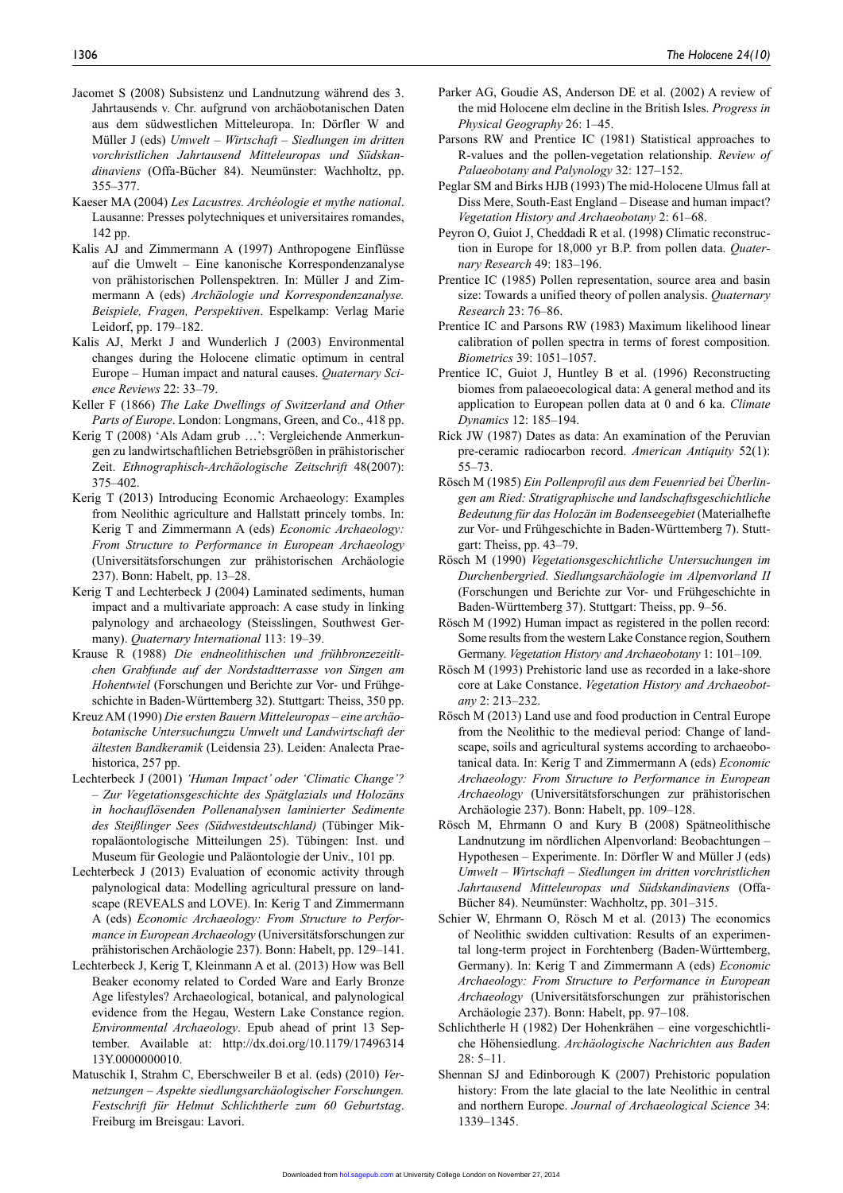Jacomet S (2008) Subsistenz und Landnutzung während des 3. Jahrtausends v. Chr. aufgrund von archäobotanischen Daten aus dem südwestlichen Mitteleuropa. In: Dörfler W and Müller J (eds) *Umwelt – Wirtschaft – Siedlungen im dritten vorchristlichen Jahrtausend Mitteleuropas und Südskandinaviens* (Offa-Bücher 84). Neumünster: Wachholtz, pp. 355–377.

Kaeser MA (2004) *Les Lacustres. Archéologie et mythe national*. Lausanne: Presses polytechniques et universitaires romandes, 142 pp.

Kalis AJ and Zimmermann A (1997) Anthropogene Einflüsse auf die Umwelt – Eine kanonische Korrespondenzanalyse von prähistorischen Pollenspektren. In: Müller J and Zimmermann A (eds) *Archäologie und Korrespondenzanalyse. Beispiele, Fragen, Perspektiven*. Espelkamp: Verlag Marie Leidorf, pp. 179–182.

Kalis AJ, Merkt J and Wunderlich J (2003) Environmental changes during the Holocene climatic optimum in central Europe – Human impact and natural causes. *Quaternary Science Reviews* 22: 33–79.

Keller F (1866) *The Lake Dwellings of Switzerland and Other Parts of Europe*. London: Longmans, Green, and Co., 418 pp.

Kerig T (2008) 'Als Adam grub …': Vergleichende Anmerkungen zu landwirtschaftlichen Betriebsgrößen in prähistorischer Zeit. *Ethnographisch-Archäologische Zeitschrift* 48(2007): 375–402.

Kerig T (2013) Introducing Economic Archaeology: Examples from Neolithic agriculture and Hallstatt princely tombs. In: Kerig T and Zimmermann A (eds) *Economic Archaeology: From Structure to Performance in European Archaeology* (Universitätsforschungen zur prähistorischen Archäologie 237). Bonn: Habelt, pp. 13–28.

Kerig T and Lechterbeck J (2004) Laminated sediments, human impact and a multivariate approach: A case study in linking palynology and archaeology (Steisslingen, Southwest Germany). *Quaternary International* 113: 19–39.

Krause R (1988) *Die endneolithischen und frühbronzezeitlichen Grabfunde auf der Nordstadtterrasse von Singen am Hohentwiel* (Forschungen und Berichte zur Vor- und Frühgeschichte in Baden-Württemberg 32). Stuttgart: Theiss, 350 pp.

Kreuz AM (1990) *Die ersten Bauern Mitteleuropas – eine archäobotanische Untersuchungzu Umwelt und Landwirtschaft der ältesten Bandkeramik* (Leidensia 23). Leiden: Analecta Praehistorica, 257 pp.

Lechterbeck J (2001) *'Human Impact' oder 'Climatic Change'? – Zur Vegetationsgeschichte des Spätglazials und Holozäns in hochauflösenden Pollenanalysen laminierter Sedimente des Steißlinger Sees (Südwestdeutschland)* (Tübinger Mikropaläontologische Mitteilungen 25). Tübingen: Inst. und Museum für Geologie und Paläontologie der Univ., 101 pp.

Lechterbeck J (2013) Evaluation of economic activity through palynological data: Modelling agricultural pressure on landscape (REVEALS and LOVE). In: Kerig T and Zimmermann A (eds) *Economic Archaeology: From Structure to Performance in European Archaeology* (Universitätsforschungen zur prähistorischen Archäologie 237). Bonn: Habelt, pp. 129–141.

Lechterbeck J, Kerig T, Kleinmann A et al. (2013) How was Bell Beaker economy related to Corded Ware and Early Bronze Age lifestyles? Archaeological, botanical, and palynological evidence from the Hegau, Western Lake Constance region. *Environmental Archaeology*. Epub ahead of print 13 September. Available at: http://dx.doi.org/10.1179/1749631413Y.0000000010.

Matuschik I, Strahm C, Eberschweiler B et al. (eds) (2010) *Vernetzungen – Aspekte siedlungsarchäologischer Forschungen. Festschrift für Helmut Schlichtherle zum 60 Geburtstag*. Freiburg im Breisgau: Lavori.

Parker AG, Goudie AS, Anderson DE et al. (2002) A review of the mid Holocene elm decline in the British Isles. *Progress in Physical Geography* 26: 1–45.

Parsons RW and Prentice IC (1981) Statistical approaches to R-values and the pollen-vegetation relationship. *Review of Palaeobotany and Palynology* 32: 127–152.

Peglar SM and Birks HJB (1993) The mid-Holocene Ulmus fall at Diss Mere, South-East England – Disease and human impact? *Vegetation History and Archaeobotany* 2: 61–68.

Peyron O, Guiot J, Cheddadi R et al. (1998) Climatic reconstruction in Europe for 18,000 yr B.P. from pollen data. *Quaternary Research* 49: 183–196.

Prentice IC (1985) Pollen representation, source area and basin size: Towards a unified theory of pollen analysis. *Quaternary Research* 23: 76–86.

Prentice IC and Parsons RW (1983) Maximum likelihood linear calibration of pollen spectra in terms of forest composition. *Biometrics* 39: 1051–1057.

Prentice IC, Guiot J, Huntley B et al. (1996) Reconstructing biomes from palaeoecological data: A general method and its application to European pollen data at 0 and 6 ka. *Climate Dynamics* 12: 185–194.

Rick JW (1987) Dates as data: An examination of the Peruvian pre-ceramic radiocarbon record. *American Antiquity* 52(1): 55–73.

Rösch M (1985) *Ein Pollenprofil aus dem Feuenried bei Überlingen am Ried: Stratigraphische und landschaftsgeschichtliche Bedeutung für das Holozän im Bodenseegebiet* (Materialhefte zur Vor- und Frühgeschichte in Baden-Württemberg 7). Stuttgart: Theiss, pp. 43–79.

Rösch M (1990) *Vegetationsgeschichtliche Untersuchungen im Durchenbergried. Siedlungsarchäologie im Alpenvorland II* (Forschungen und Berichte zur Vor- und Frühgeschichte in Baden-Württemberg 37). Stuttgart: Theiss, pp. 9–56.

Rösch M (1992) Human impact as registered in the pollen record: Some results from the western Lake Constance region, Southern Germany. *Vegetation History and Archaeobotany* 1: 101–109.

Rösch M (1993) Prehistoric land use as recorded in a lake-shore core at Lake Constance. *Vegetation History and Archaeobotany* 2: 213–232.

Rösch M (2013) Land use and food production in Central Europe from the Neolithic to the medieval period: Change of landscape, soils and agricultural systems according to archaeobotanical data. In: Kerig T and Zimmermann A (eds) *Economic Archaeology: From Structure to Performance in European Archaeology* (Universitätsforschungen zur prähistorischen Archäologie 237). Bonn: Habelt, pp. 109–128.

Rösch M, Ehrmann O and Kury B (2008) Spätneolithische Landnutzung im nördlichen Alpenvorland: Beobachtungen – Hypothesen – Experimente. In: Dörfler W and Müller J (eds) *Umwelt – Wirtschaft – Siedlungen im dritten vorchristlichen Jahrtausend Mitteleuropas und Südskandinaviens* (Offa-Bücher 84). Neumünster: Wachholtz, pp. 301–315.

Schier W, Ehrmann O, Rösch M et al. (2013) The economics of Neolithic swidden cultivation: Results of an experimental long-term project in Forchtenberg (Baden-Württemberg, Germany). In: Kerig T and Zimmermann A (eds) *Economic Archaeology: From Structure to Performance in European Archaeology* (Universitätsforschungen zur prähistorischen Archäologie 237). Bonn: Habelt, pp. 97–108.

Schlichtherle H (1982) Der Hohenkrähen – eine vorgeschichtliche Höhensiedlung. *Archäologische Nachrichten aus Baden* 28: 5–11.

Shennan SJ and Edinborough K (2007) Prehistoric population history: From the late glacial to the late Neolithic in central and northern Europe. *Journal of Archaeological Science* 34: 1339–1345.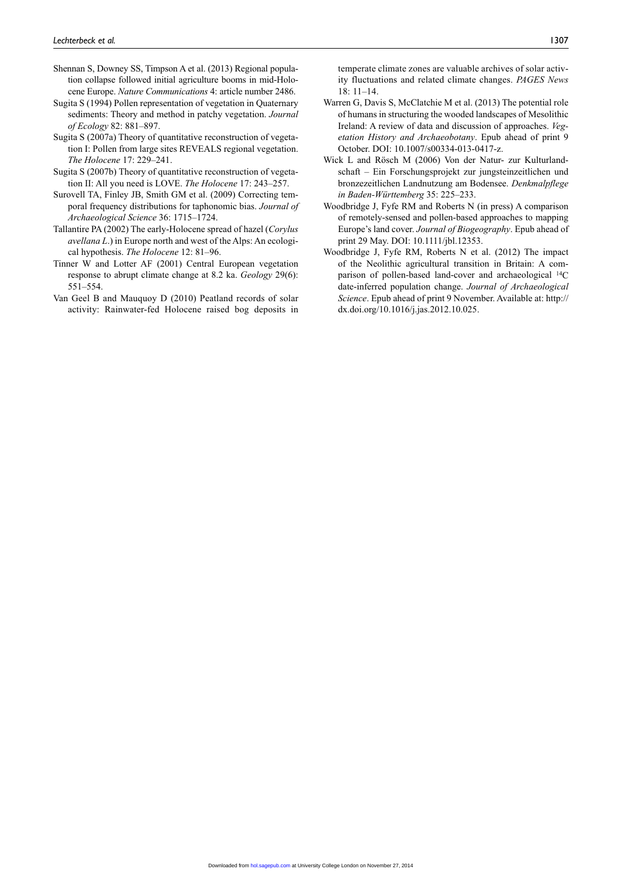Shennan S, Downey SS, Timpson A et al. (2013) Regional population collapse followed initial agriculture booms in mid-Holocene Europe. *Nature Communications* 4: article number 2486.

Sugita S (1994) Pollen representation of vegetation in Quaternary sediments: Theory and method in patchy vegetation. *Journal of Ecology* 82: 881–897.

Sugita S (2007a) Theory of quantitative reconstruction of vegetation I: Pollen from large sites REVEALS regional vegetation. *The Holocene* 17: 229–241.

Sugita S (2007b) Theory of quantitative reconstruction of vegetation II: All you need is LOVE. *The Holocene* 17: 243–257.

Surovell TA, Finley JB, Smith GM et al. (2009) Correcting temporal frequency distributions for taphonomic bias. *Journal of Archaeological Science* 36: 1715–1724.

Tallantire PA (2002) The early-Holocene spread of hazel (*Corylus avellana L*.) in Europe north and west of the Alps: An ecological hypothesis. *The Holocene* 12: 81–96.

Tinner W and Lotter AF (2001) Central European vegetation response to abrupt climate change at 8.2 ka. *Geology* 29(6): 551–554.

Van Geel B and Mauquoy D (2010) Peatland records of solar activity: Rainwater-fed Holocene raised bog deposits in temperate climate zones are valuable archives of solar activity fluctuations and related climate changes. *PAGES News* 18: 11–14.

Warren G, Davis S, McClatchie M et al. (2013) The potential role of humans in structuring the wooded landscapes of Mesolithic Ireland: A review of data and discussion of approaches. *Vegetation History and Archaeobotany*. Epub ahead of print 9 October. DOI: 10.1007/s00334-013-0417-z.

Wick L and Rösch M (2006) Von der Natur- zur Kulturlandschaft – Ein Forschungsprojekt zur jungsteinzeitlichen und bronzezeitlichen Landnutzung am Bodensee. *Denkmalpflege in Baden-Württemberg* 35: 225–233.

Woodbridge J, Fyfe RM and Roberts N (in press) A comparison of remotely-sensed and pollen-based approaches to mapping Europe's land cover. *Journal of Biogeography*. Epub ahead of print 29 May. DOI: 10.1111/jbl.12353.

Woodbridge J, Fyfe RM, Roberts N et al. (2012) The impact of the Neolithic agricultural transition in Britain: A comparison of pollen-based land-cover and archaeological $^{14}C$ date-inferred population change. *Journal of Archaeological Science*. Epub ahead of print 9 November. Available at: http://dx.doi.org/10.1016/j.jas.2012.10.025.